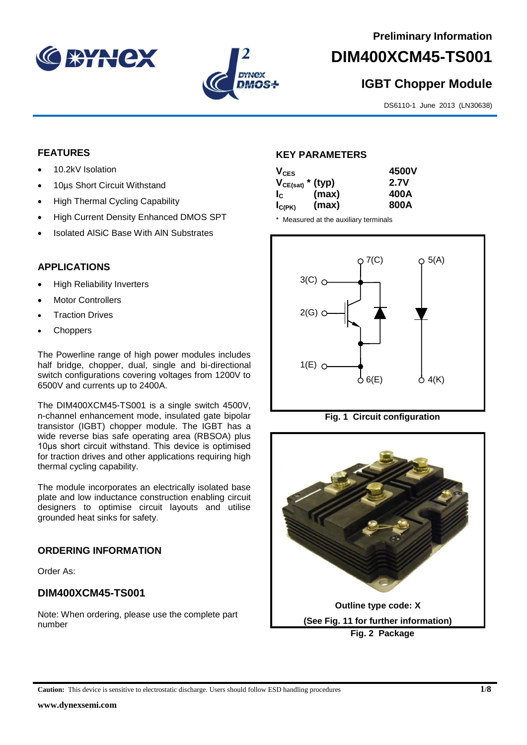Preliminary Information

# DIM400XCM45-TS001

## IGBT Chopper Module

DS6110-1 June 2013 (LN30638)

### FEATURES

- 10.2kV Isolation
- 10µs Short Circuit Withstand
- High Thermal Cycling Capability
- High Current Density Enhanced DMOS SPT
- Isolated AlSiC Base With AlN Substrates

### APPLICATIONS

- High Reliability Inverters
- Motor Controllers
- Traction Drives
- Choppers

The Powerline range of high power modules includes half bridge, chopper, dual, single and bi-directional switch configurations covering voltages from 1200V to 6500V and currents up to 2400A.

The DIM400XCM45-TS001 is a single switch 4500V, n-channel enhancement mode, insulated gate bipolar transistor (IGBT) chopper module. The IGBT has a wide reverse bias safe operating area (RBSOA) plus 10µs short circuit withstand. This device is optimised for traction drives and other applications requiring high thermal cycling capability.

The module incorporates an electrically isolated base plate and low inductance construction enabling circuit designers to optimise circuit layouts and utilise grounded heat sinks for safety.

### ORDERING INFORMATION

Order As:

### DIM400XCM45-TS001

Note: When ordering, please use the complete part number

### KEY PARAMETERS

| | | |
|---|---|---|
| $V_{CES}$ | | **4500V** |
| $V_{CE(sat)}$ * | (typ) | **2.7V** |
| $I_C$ | (max) | **400A** |
| $I_{C(PK)}$ | (max) | **800A** |

\* Measured at the auxiliary terminals

**Fig. 1 Circuit configuration**

Outline type code: X

(See Fig. 11 for further information)

**Fig. 2 Package**

**Caution:** This device is sensitive to electrostatic discharge. Users should follow ESD handling procedures

www.dynexsemi.com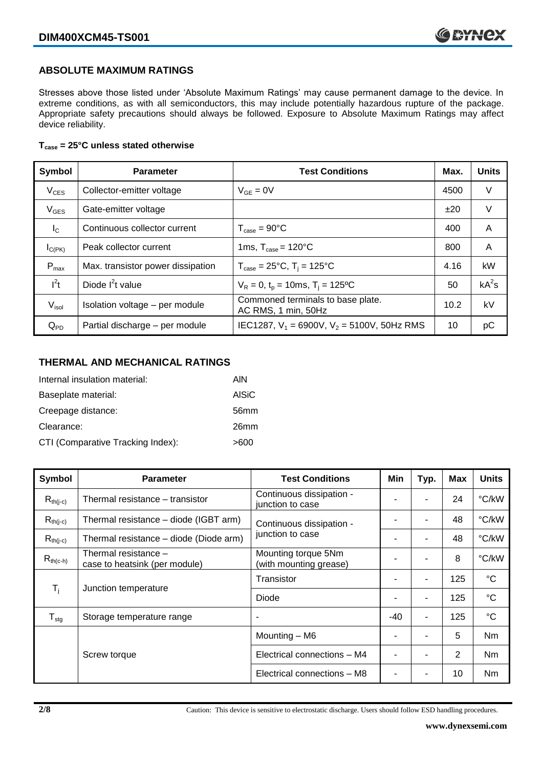## ABSOLUTE MAXIMUM RATINGS

Stresses above those listed under 'Absolute Maximum Ratings' may cause permanent damage to the device. In extreme conditions, as with all semiconductors, this may include potentially hazardous rupture of the package. Appropriate safety precautions should always be followed. Exposure to Absolute Maximum Ratings may affect device reliability.

**$T_{case}$ = 25°C unless stated otherwise**

| Symbol | Parameter | Test Conditions | Max. | Units |
|---|---|---|---|---|
| $V_{CES}$ | Collector-emitter voltage | $V_{GE}$ = 0V | 4500 | V |
| $V_{GES}$ | Gate-emitter voltage | | ±20 | V |
| $I_C$ | Continuous collector current | $T_{case}$ = 90°C | 400 | A |
| $I_{C(PK)}$ | Peak collector current | 1ms, $T_{case}$ = 120°C | 800 | A |
| $P_{max}$ | Max. transistor power dissipation | $T_{case}$ = 25°C, $T_j$ = 125°C | 4.16 | kW |
| $I^2t$ | Diode $I^2t$ value | $V_R$ = 0, $t_p$ = 10ms, $T_j$ = 125ºC | 50 | $kA^2s$ |
| $V_{isol}$ | Isolation voltage – per module | Commoned terminals to base plate. AC RMS, 1 min, 50Hz | 10.2 | kV |
| $Q_{PD}$ | Partial discharge – per module | IEC1287, $V_1$ = 6900V, $V_2$ = 5100V, 50Hz RMS | 10 | pC |

## THERMAL AND MECHANICAL RATINGS

Internal insulation material: AlN

Baseplate material: AlSiC

Creepage distance: 56mm

Clearance: 26mm

CTI (Comparative Tracking Index): >600

| Symbol | Parameter | Test Conditions | Min | Typ. | Max | Units |
|---|---|---|---|---|---|---|
| $R_{th(j-c)}$ | Thermal resistance – transistor | Continuous dissipation - junction to case | - | - | 24 | °C/kW |
| $R_{th(j-c)}$ | Thermal resistance – diode (IGBT arm) | Continuous dissipation - junction to case | - | - | 48 | °C/kW |
| $R_{th(j-c)}$ | Thermal resistance – diode (Diode arm) | | - | - | 48 | °C/kW |
| $R_{th(c-h)}$ | Thermal resistance – case to heatsink (per module) | Mounting torque 5Nm (with mounting grease) | - | - | 8 | °C/kW |
| $T_j$ | Junction temperature | Transistor | - | - | 125 | °C |
| | | Diode | - | - | 125 | °C |
| $T_{stg}$ | Storage temperature range | - | -40 | - | 125 | °C |
| | Screw torque | Mounting – M6 | - | - | 5 | Nm |
| | | Electrical connections – M4 | - | - | 2 | Nm |
| | | Electrical connections – M8 | - | - | 10 | Nm |

Caution: This device is sensitive to electrostatic discharge. Users should follow ESD handling procedures.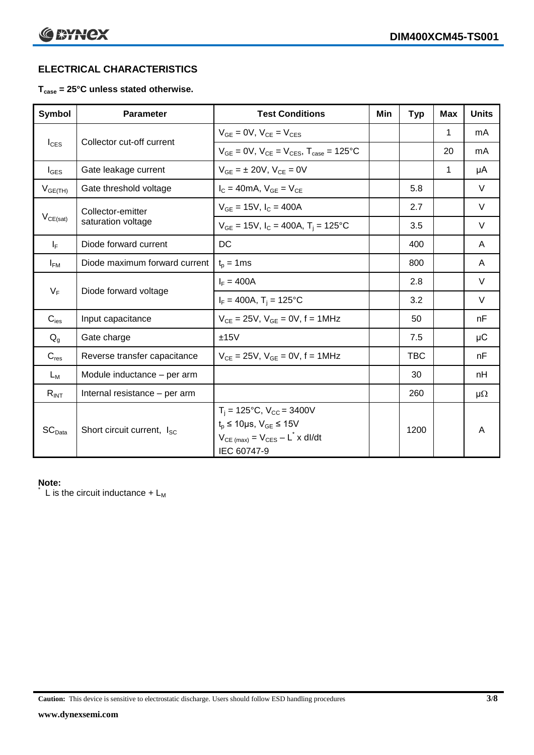## ELECTRICAL CHARACTERISTICS

**$T_{case}$ = 25°C unless stated otherwise.**

| Symbol | Parameter | Test Conditions | Min | Typ | Max | Units |
|---|---|---|---|---|---|---|
| $I_{CES}$ | Collector cut-off current | $V_{GE}$ = 0V, $V_{CE}$ = $V_{CES}$ | | | 1 | mA |
| | | $V_{GE}$ = 0V, $V_{CE}$ = $V_{CES}$, $T_{case}$ = 125°C | | | 20 | mA |
| $I_{GES}$ | Gate leakage current | $V_{GE}$ = ± 20V, $V_{CE}$ = 0V | | | 1 | μA |
| $V_{GE(TH)}$ | Gate threshold voltage | $I_C$ = 40mA, $V_{GE}$ = $V_{CE}$ | | 5.8 | | V |
| $V_{CE(sat)}$ | Collector-emitter saturation voltage | $V_{GE}$ = 15V, $I_C$ = 400A | | 2.7 | | V |
| | | $V_{GE}$ = 15V, $I_C$ = 400A, $T_j$ = 125°C | | 3.5 | | V |
| $I_F$ | Diode forward current | DC | | 400 | | A |
| $I_{FM}$ | Diode maximum forward current | $t_p$ = 1ms | | 800 | | A |
| $V_F$ | Diode forward voltage | $I_F$ = 400A | | 2.8 | | V |
| | | $I_F$ = 400A, $T_j$ = 125°C | | 3.2 | | V |
| $C_{ies}$ | Input capacitance | $V_{CE}$ = 25V, $V_{GE}$ = 0V, f = 1MHz | | 50 | | nF |
| $Q_g$ | Gate charge | ±15V | | 7.5 | | μC |
| $C_{res}$ | Reverse transfer capacitance | $V_{CE}$ = 25V, $V_{GE}$ = 0V, f = 1MHz | | TBC | | nF |
| $L_M$ | Module inductance – per arm | | | 30 | | nH |
| $R_{INT}$ | Internal resistance – per arm | | | 260 | | μΩ |
| $SC_{Data}$ | Short circuit current, $I_{SC}$ | $T_j$ = 125°C, $V_{CC}$ = 3400V<br>$t_p$ ≤ 10μs, $V_{GE}$ ≤ 15V<br>$V_{CE\ (max)}$ = $V_{CES}$ – $L^*$ x dI/dt<br>IEC 60747-9 | | 1200 | | A |

**Note:**
[*] L is the circuit inductance + $L_M$

**Caution:** This device is sensitive to electrostatic discharge. Users should follow ESD handling procedures

www.dynexsemi.com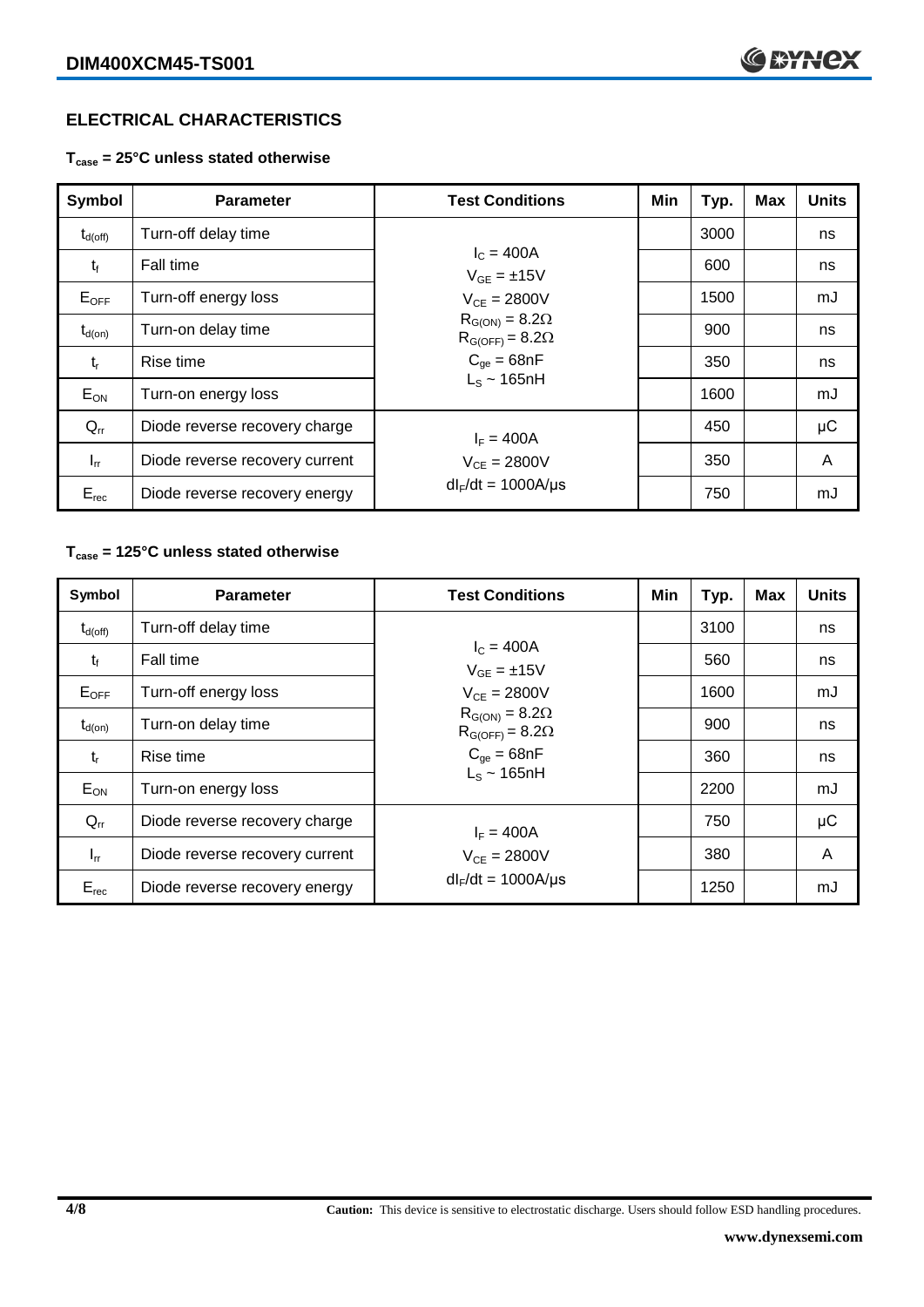## ELECTRICAL CHARACTERISTICS

**$T_{case}$ = 25°C unless stated otherwise**

| Symbol | Parameter | Test Conditions | Min | Typ. | Max | Units |
|---|---|---|---|---|---|---|
| $t_{d(off)}$ | Turn-off delay time | $I_C$ = 400A<br>$V_{GE}$ = ±15V<br>$V_{CE}$ = 2800V<br>$R_{G(ON)}$ = 8.2Ω<br>$R_{G(OFF)}$ = 8.2Ω<br>$C_{ge}$ = 68nF<br>$L_S$ ~ 165nH | | 3000 | | ns |
| $t_f$ | Fall time | | | 600 | | ns |
| $E_{OFF}$ | Turn-off energy loss | | | 1500 | | mJ |
| $t_{d(on)}$ | Turn-on delay time | | | 900 | | ns |
| $t_r$ | Rise time | | | 350 | | ns |
| $E_{ON}$ | Turn-on energy loss | | | 1600 | | mJ |
| $Q_{rr}$ | Diode reverse recovery charge | $I_F$ = 400A<br>$V_{CE}$ = 2800V<br>$dI_F/dt$ = 1000A/μs | | 450 | | μC |
| $I_{rr}$ | Diode reverse recovery current | | | 350 | | A |
| $E_{rec}$ | Diode reverse recovery energy | | | 750 | | mJ |

**$T_{case}$ = 125°C unless stated otherwise**

| Symbol | Parameter | Test Conditions | Min | Typ. | Max | Units |
|---|---|---|---|---|---|---|
| $t_{d(off)}$ | Turn-off delay time | $I_C$ = 400A<br>$V_{GE}$ = ±15V<br>$V_{CE}$ = 2800V<br>$R_{G(ON)}$ = 8.2Ω<br>$R_{G(OFF)}$ = 8.2Ω<br>$C_{ge}$ = 68nF<br>$L_S$ ~ 165nH | | 3100 | | ns |
| $t_f$ | Fall time | | | 560 | | ns |
| $E_{OFF}$ | Turn-off energy loss | | | 1600 | | mJ |
| $t_{d(on)}$ | Turn-on delay time | | | 900 | | ns |
| $t_r$ | Rise time | | | 360 | | ns |
| $E_{ON}$ | Turn-on energy loss | | | 2200 | | mJ |
| $Q_{rr}$ | Diode reverse recovery charge | $I_F$ = 400A<br>$V_{CE}$ = 2800V<br>$dI_F/dt$ = 1000A/μs | | 750 | | μC |
| $I_{rr}$ | Diode reverse recovery current | | | 380 | | A |
| $E_{rec}$ | Diode reverse recovery energy | | | 1250 | | mJ |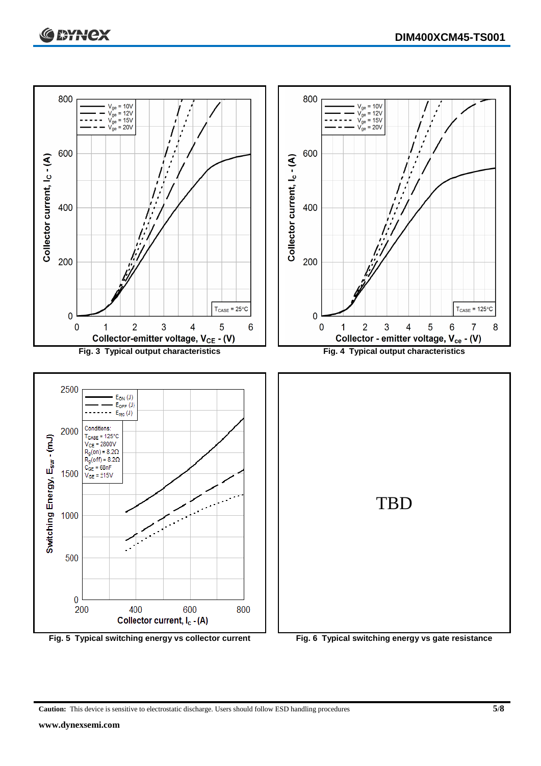Fig. 3 Typical output characteristics

Fig. 4 Typical output characteristics

Fig. 5 Typical switching energy vs collector current

TBD

Fig. 6 Typical switching energy vs gate resistance

**Caution:** This device is sensitive to electrostatic discharge. Users should follow ESD handling procedures

**www.dynexsemi.com**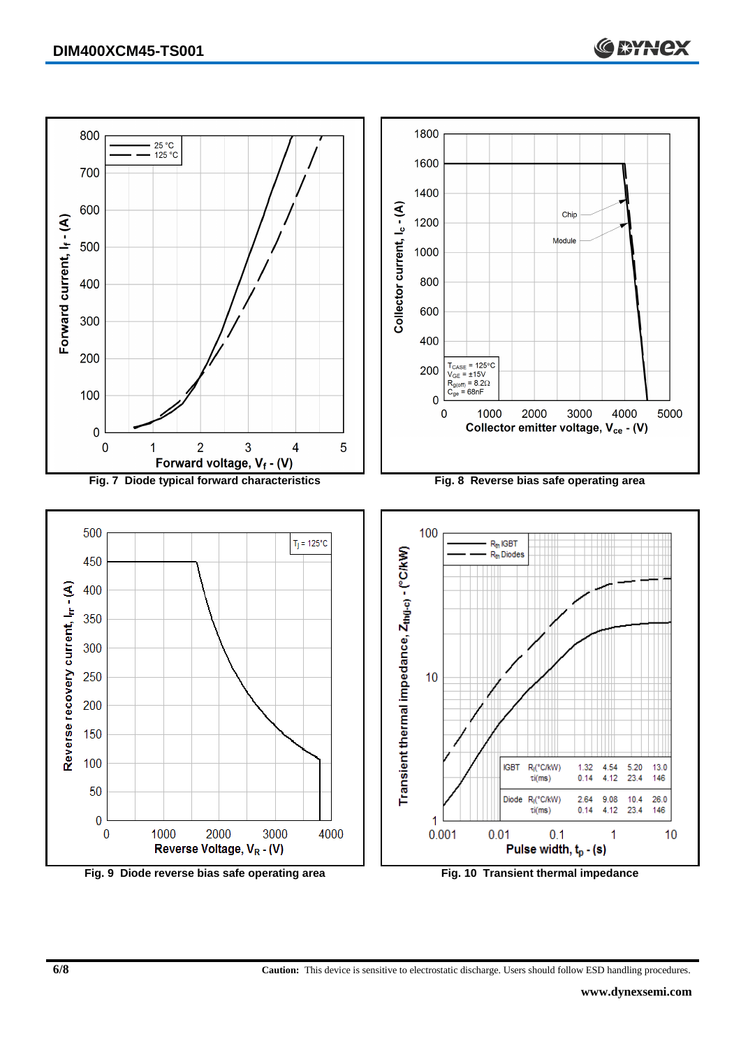Fig. 7 Diode typical forward characteristics

Fig. 8 Reverse bias safe operating area

Fig. 9 Diode reverse bias safe operating area

Fig. 10 Transient thermal impedance

| | | | | | |
|---|---|---|---|---|---|
| IGBT | $R_i$(°C/kW) | 1.32 | 4.54 | 5.20 | 13.0 |
| | $\tau_i$(ms) | 0.14 | 4.12 | 23.4 | 146 |
| Diode | $R_i$(°C/kW) | 2.64 | 9.08 | 10.4 | 26.0 |
| | $\tau_i$(ms) | 0.14 | 4.12 | 23.4 | 146 |

**Caution:** This device is sensitive to electrostatic discharge. Users should follow ESD handling procedures.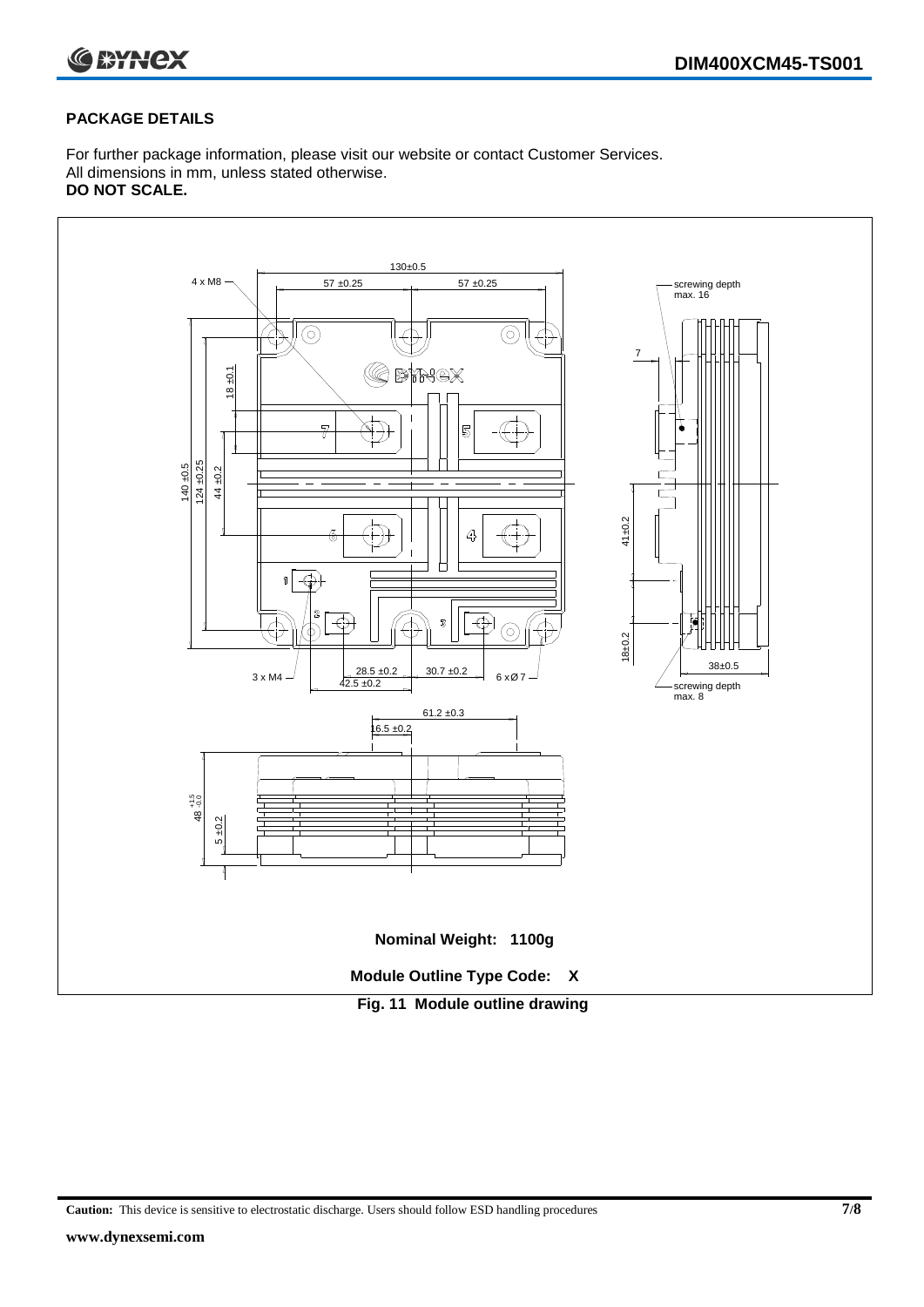## PACKAGE DETAILS

For further package information, please visit our website or contact Customer Services.
All dimensions in mm, unless stated otherwise.
**DO NOT SCALE.**

**Nominal Weight: 1100g**

**Module Outline Type Code: X**

**Fig. 11 Module outline drawing**

**Caution:** This device is sensitive to electrostatic discharge. Users should follow ESD handling procedures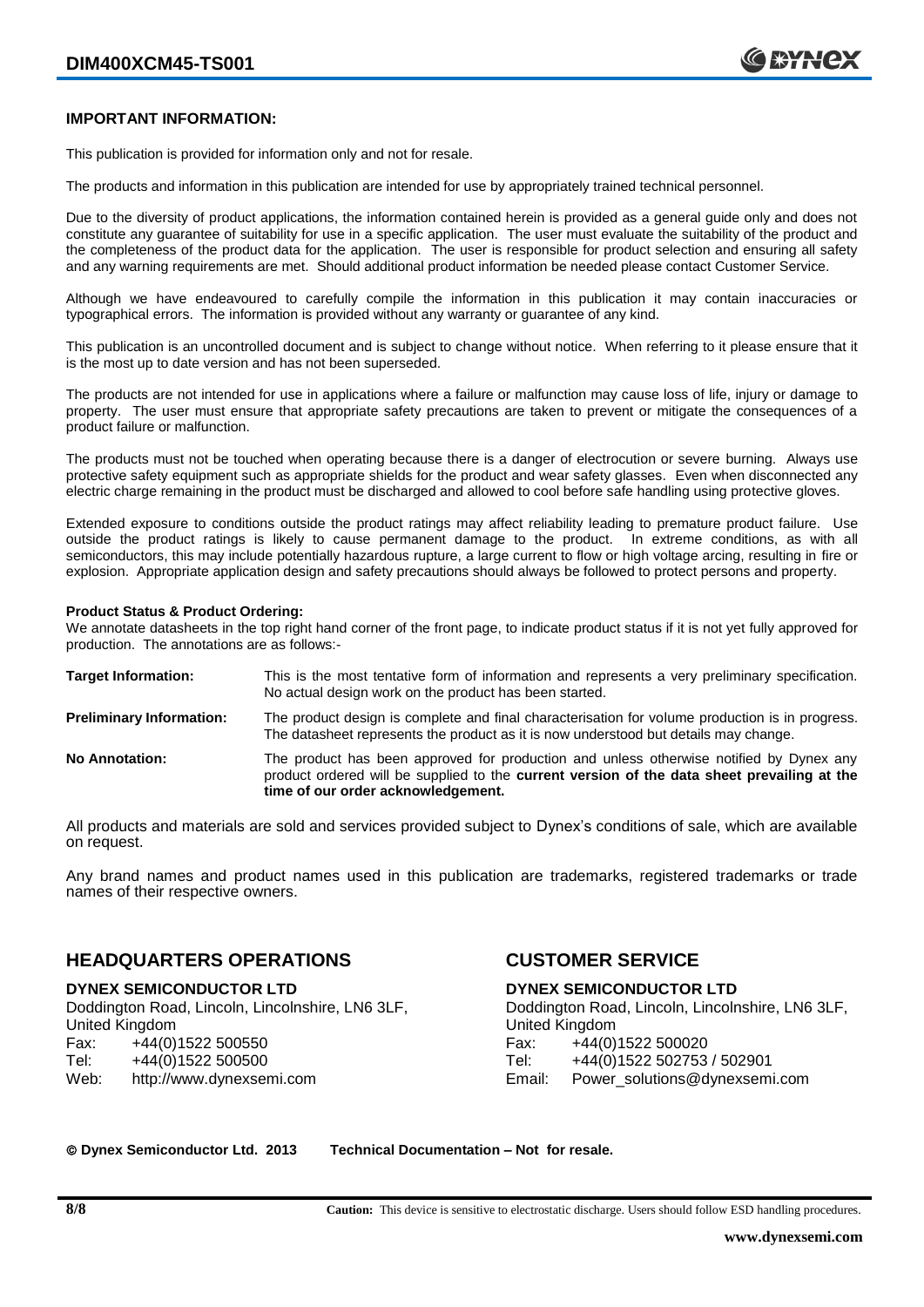## IMPORTANT INFORMATION:

This publication is provided for information only and not for resale.

The products and information in this publication are intended for use by appropriately trained technical personnel.

Due to the diversity of product applications, the information contained herein is provided as a general guide only and does not constitute any guarantee of suitability for use in a specific application. The user must evaluate the suitability of the product and the completeness of the product data for the application. The user is responsible for product selection and ensuring all safety and any warning requirements are met. Should additional product information be needed please contact Customer Service.

Although we have endeavoured to carefully compile the information in this publication it may contain inaccuracies or typographical errors. The information is provided without any warranty or guarantee of any kind.

This publication is an uncontrolled document and is subject to change without notice. When referring to it please ensure that it is the most up to date version and has not been superseded.

The products are not intended for use in applications where a failure or malfunction may cause loss of life, injury or damage to property. The user must ensure that appropriate safety precautions are taken to prevent or mitigate the consequences of a product failure or malfunction.

The products must not be touched when operating because there is a danger of electrocution or severe burning. Always use protective safety equipment such as appropriate shields for the product and wear safety glasses. Even when disconnected any electric charge remaining in the product must be discharged and allowed to cool before safe handling using protective gloves.

Extended exposure to conditions outside the product ratings may affect reliability leading to premature product failure. Use outside the product ratings is likely to cause permanent damage to the product. In extreme conditions, as with all semiconductors, this may include potentially hazardous rupture, a large current to flow or high voltage arcing, resulting in fire or explosion. Appropriate application design and safety precautions should always be followed to protect persons and property.

**Product Status & Product Ordering:**
We annotate datasheets in the top right hand corner of the front page, to indicate product status if it is not yet fully approved for production. The annotations are as follows:-

| | |
|---|---|
| **Target Information:** | This is the most tentative form of information and represents a very preliminary specification. No actual design work on the product has been started. |
| **Preliminary Information:** | The product design is complete and final characterisation for volume production is in progress. The datasheet represents the product as it is now understood but details may change. |
| **No Annotation:** | The product has been approved for production and unless otherwise notified by Dynex any product ordered will be supplied to the **current version of the data sheet prevailing at the time of our order acknowledgement.** |

All products and materials are sold and services provided subject to Dynex's conditions of sale, which are available on request.

Any brand names and product names used in this publication are trademarks, registered trademarks or trade names of their respective owners.

## HEADQUARTERS OPERATIONS

**DYNEX SEMICONDUCTOR LTD**
Doddington Road, Lincoln, Lincolnshire, LN6 3LF,
United Kingdom
Fax: +44(0)1522 500550
Tel: +44(0)1522 500500
Web: http://www.dynexsemi.com

## CUSTOMER SERVICE

**DYNEX SEMICONDUCTOR LTD**
Doddington Road, Lincoln, Lincolnshire, LN6 3LF,
United Kingdom
Fax: +44(0)1522 500020
Tel: +44(0)1522 502753 / 502901
Email: Power_solutions@dynexsemi.com

**© Dynex Semiconductor Ltd. 2013 Technical Documentation – Not for resale.**

**Caution:** This device is sensitive to electrostatic discharge. Users should follow ESD handling procedures.